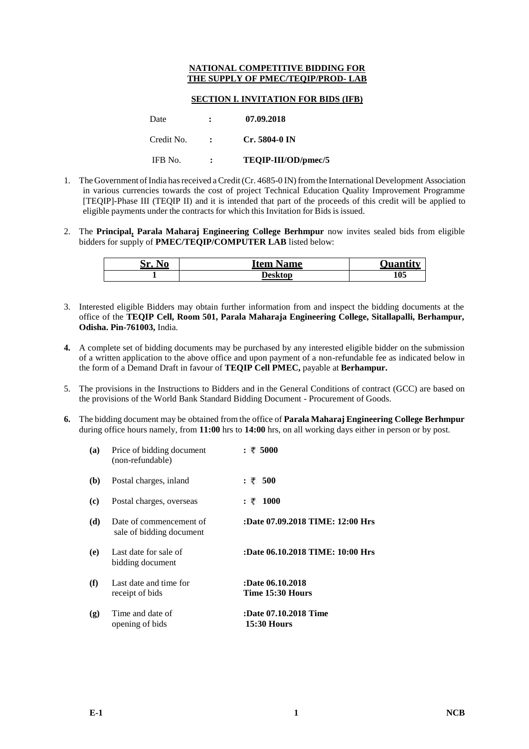**NATIONAL COMPETITIVE BIDDING FOR**
**THE SUPPLY OF PMEC/TEQIP/PROD- LAB**

**SECTION I. INVITATION FOR BIDS (IFB)**

| | | |
|---|---|---|
| Date | : | **07.09.2018** |
| Credit No. | : | **Cr. 5804-0 IN** |
| IFB No. | : | **TEQIP-III/OD/pmec/5** |

1. The Government of India has received a Credit (Cr. 4685-0 IN) from the International Development Association in various currencies towards the cost of project Technical Education Quality Improvement Programme [TEQIP]-Phase III (TEQIP II) and it is intended that part of the proceeds of this credit will be applied to eligible payments under the contracts for which this Invitation for Bids is issued.

2. The **Principal, Parala Maharaj Engineering College Berhmpur** now invites sealed bids from eligible bidders for supply of **PMEC/TEQIP/COMPUTER LAB** listed below:

| Sr. No | Item Name | Quantity |
|---|---|---|
| **1** | **Desktop** | **105** |

3. Interested eligible Bidders may obtain further information from and inspect the bidding documents at the office of the **TEQIP Cell, Room 501, Parala Maharaja Engineering College, Sitallapalli, Berhampur, Odisha. Pin-761003,** India.

4. A complete set of bidding documents may be purchased by any interested eligible bidder on the submission of a written application to the above office and upon payment of a non-refundable fee as indicated below in the form of a Demand Draft in favour of **TEQIP Cell PMEC,** payable at **Berhampur.**

5. The provisions in the Instructions to Bidders and in the General Conditions of contract (GCC) are based on the provisions of the World Bank Standard Bidding Document - Procurement of Goods.

6. The bidding document may be obtained from the office of **Parala Maharaj Engineering College Berhmpur** during office hours namely, from **11:00** hrs to **14:00** hrs, on all working days either in person or by post.

| | | |
|---|---|---|
| **(a)** | Price of bidding document (non-refundable) | : ₹ **5000** |
| **(b)** | Postal charges, inland | : ₹ **500** |
| **(c)** | Postal charges, overseas | : ₹ **1000** |
| **(d)** | Date of commencement of sale of bidding document | **:Date 07.09.2018 TIME: 12:00 Hrs** |
| **(e)** | Last date for sale of bidding document | **:Date 06.10.2018 TIME: 10:00 Hrs** |
| **(f)** | Last date and time for receipt of bids | **:Date 06.10.2018 Time 15:30 Hours** |
| **(g)** | Time and date of opening of bids | **:Date 07.10.2018 Time 15:30 Hours** |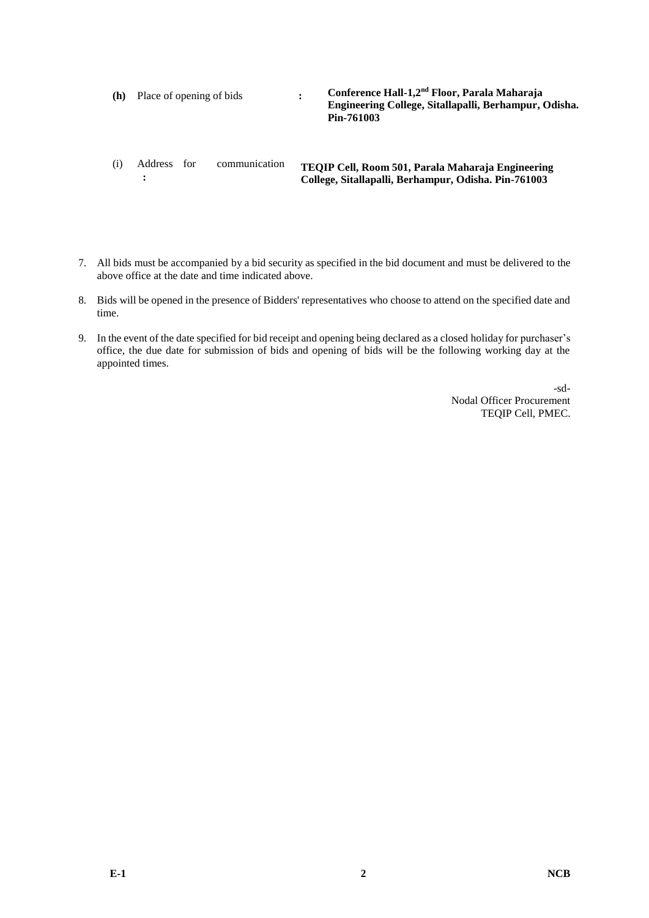**(h)** Place of opening of bids : **Conference Hall-1,2nd Floor, Parala Maharaja Engineering College, Sitallapalli, Berhampur, Odisha. Pin-761003**

(i) Address for communication : **TEQIP Cell, Room 501, Parala Maharaja Engineering College, Sitallapalli, Berhampur, Odisha. Pin-761003**

7. All bids must be accompanied by a bid security as specified in the bid document and must be delivered to the above office at the date and time indicated above.

8. Bids will be opened in the presence of Bidders' representatives who choose to attend on the specified date and time.

9. In the event of the date specified for bid receipt and opening being declared as a closed holiday for purchaser's office, the due date for submission of bids and opening of bids will be the following working day at the appointed times.

-sd-
Nodal Officer Procurement
TEQIP Cell, PMEC.